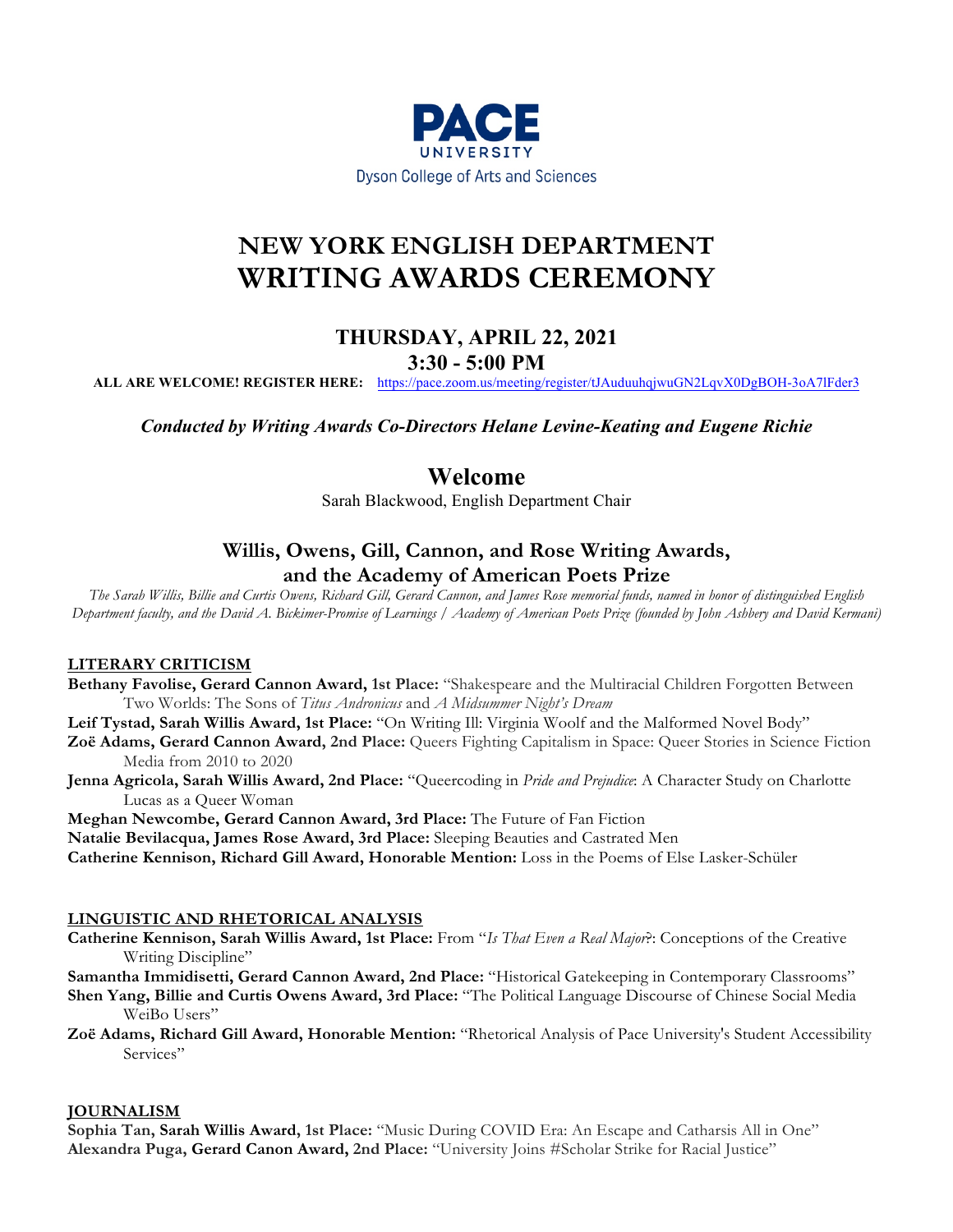**PACE**
UNIVERSITY
Dyson College of Arts and Sciences

# NEW YORK ENGLISH DEPARTMENT
# WRITING AWARDS CEREMONY

### THURSDAY, APRIL 22, 2021
### 3:30 - 5:00 PM

**ALL ARE WELCOME! REGISTER HERE:** https://pace.zoom.us/meeting/register/tJAuduuhqjwuGN2LqvX0DgBOH-3oA7lFder3

***Conducted by Writing Awards Co-Directors Helane Levine-Keating and Eugene Richie***

## Welcome

Sarah Blackwood, English Department Chair

## Willis, Owens, Gill, Cannon, and Rose Writing Awards, and the Academy of American Poets Prize

*The Sarah Willis, Billie and Curtis Owens, Richard Gill, Gerard Cannon, and James Rose memorial funds, named in honor of distinguished English Department faculty, and the David A. Bickimer-Promise of Learnings / Academy of American Poets Prize (founded by John Ashbery and David Kermani)*

**LITERARY CRITICISM**

**Bethany Favolise, Gerard Cannon Award, 1st Place:** "Shakespeare and the Multiracial Children Forgotten Between Two Worlds: The Sons of *Titus Andronicus* and *A Midsummer Night's Dream*

**Leif Tystad, Sarah Willis Award, 1st Place:** "On Writing Ill: Virginia Woolf and the Malformed Novel Body"

**Zoë Adams, Gerard Cannon Award, 2nd Place:** Queers Fighting Capitalism in Space: Queer Stories in Science Fiction Media from 2010 to 2020

**Jenna Agricola, Sarah Willis Award, 2nd Place:** "Queercoding in *Pride and Prejudice*: A Character Study on Charlotte Lucas as a Queer Woman

**Meghan Newcombe, Gerard Cannon Award, 3rd Place:** The Future of Fan Fiction

**Natalie Bevilacqua, James Rose Award, 3rd Place:** Sleeping Beauties and Castrated Men

**Catherine Kennison, Richard Gill Award, Honorable Mention:** Loss in the Poems of Else Lasker-Schüler

**LINGUISTIC AND RHETORICAL ANALYSIS**

**Catherine Kennison, Sarah Willis Award, 1st Place:** From "*Is That Even a Real Major*?: Conceptions of the Creative Writing Discipline"

**Samantha Immidisetti, Gerard Cannon Award, 2nd Place:** "Historical Gatekeeping in Contemporary Classrooms"

**Shen Yang, Billie and Curtis Owens Award, 3rd Place:** "The Political Language Discourse of Chinese Social Media WeiBo Users"

**Zoë Adams, Richard Gill Award, Honorable Mention:** "Rhetorical Analysis of Pace University's Student Accessibility Services"

**JOURNALISM**

**Sophia Tan, Sarah Willis Award, 1st Place:** "Music During COVID Era: An Escape and Catharsis All in One"

**Alexandra Puga, Gerard Canon Award, 2nd Place:** "University Joins #Scholar Strike for Racial Justice"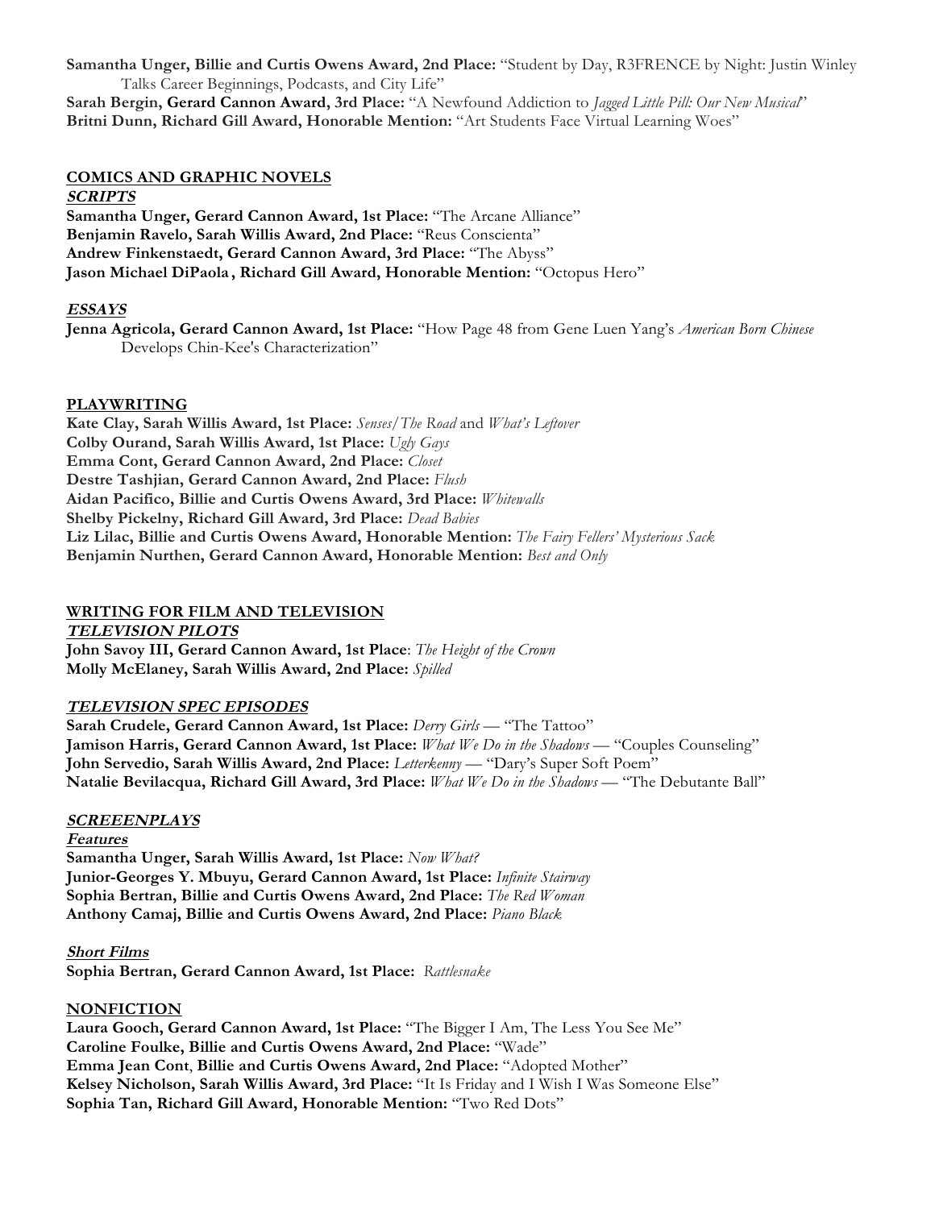**Samantha Unger, Billie and Curtis Owens Award, 2nd Place:** "Student by Day, R3FRENCE by Night: Justin Winley Talks Career Beginnings, Podcasts, and City Life"
**Sarah Bergin, Gerard Cannon Award, 3rd Place:** "A Newfound Addiction to *Jagged Little Pill: Our New Musical*"
**Britni Dunn, Richard Gill Award, Honorable Mention:** "Art Students Face Virtual Learning Woes"

## COMICS AND GRAPHIC NOVELS

### *SCRIPTS*

**Samantha Unger, Gerard Cannon Award, 1st Place:** "The Arcane Alliance"
**Benjamin Ravelo, Sarah Willis Award, 2nd Place:** "Reus Conscienta"
**Andrew Finkenstaedt, Gerard Cannon Award, 3rd Place:** "The Abyss"
**Jason Michael DiPaola, Richard Gill Award, Honorable Mention:** "Octopus Hero"

### *ESSAYS*

**Jenna Agricola, Gerard Cannon Award, 1st Place:** "How Page 48 from Gene Luen Yang's *American Born Chinese* Develops Chin-Kee's Characterization"

## PLAYWRITING

**Kate Clay, Sarah Willis Award, 1st Place:** *Senses/The Road* and *What's Leftover*
**Colby Ourand, Sarah Willis Award, 1st Place:** *Ugly Gays*
**Emma Cont, Gerard Cannon Award, 2nd Place:** *Closet*
**Destre Tashjian, Gerard Cannon Award, 2nd Place:** *Flush*
**Aidan Pacifico, Billie and Curtis Owens Award, 3rd Place:** *Whitewalls*
**Shelby Pickelny, Richard Gill Award, 3rd Place:** *Dead Babies*
**Liz Lilac, Billie and Curtis Owens Award, Honorable Mention:** *The Fairy Fellers' Mysterious Sack*
**Benjamin Nurthen, Gerard Cannon Award, Honorable Mention:** *Best and Only*

## WRITING FOR FILM AND TELEVISION

### *TELEVISION PILOTS*

**John Savoy III, Gerard Cannon Award, 1st Place**: *The Height of the Crown*
**Molly McElaney, Sarah Willis Award, 2nd Place:** *Spilled*

### *TELEVISION SPEC EPISODES*

**Sarah Crudele, Gerard Cannon Award, 1st Place:** *Derry Girls* — "The Tattoo"
**Jamison Harris, Gerard Cannon Award, 1st Place:** *What We Do in the Shadows* — "Couples Counseling"
**John Servedio, Sarah Willis Award, 2nd Place:** *Letterkenny* — "Dary's Super Soft Poem"
**Natalie Bevilacqua, Richard Gill Award, 3rd Place:** *What We Do in the Shadows* — "The Debutante Ball"

### *SCREEENPLAYS*

#### *Features*

**Samantha Unger, Sarah Willis Award, 1st Place:** *Now What?*
**Junior-Georges Y. Mbuyu, Gerard Cannon Award, 1st Place:** *Infinite Stairway*
**Sophia Bertran, Billie and Curtis Owens Award, 2nd Place:** *The Red Woman*
**Anthony Camaj, Billie and Curtis Owens Award, 2nd Place:** *Piano Black*

#### *Short Films*

**Sophia Bertran, Gerard Cannon Award, 1st Place:** *Rattlesnake*

## NONFICTION

**Laura Gooch, Gerard Cannon Award, 1st Place:** "The Bigger I Am, The Less You See Me"
**Caroline Foulke, Billie and Curtis Owens Award, 2nd Place:** "Wade"
**Emma Jean Cont**, **Billie and Curtis Owens Award, 2nd Place:** "Adopted Mother"
**Kelsey Nicholson, Sarah Willis Award, 3rd Place:** "It Is Friday and I Wish I Was Someone Else"
**Sophia Tan, Richard Gill Award, Honorable Mention:** "Two Red Dots"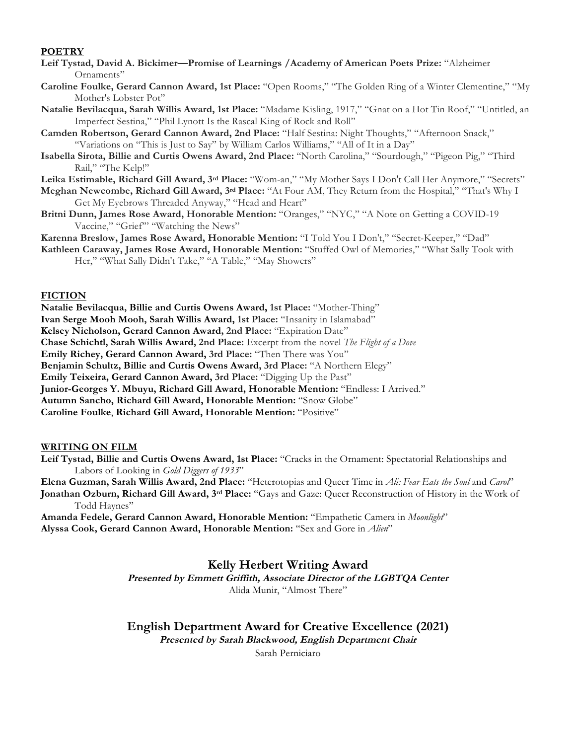**POETRY**

**Leif Tystad, David A. Bickimer—Promise of Learnings /Academy of American Poets Prize:** "Alzheimer Ornaments"

**Caroline Foulke, Gerard Cannon Award, 1st Place:** "Open Rooms," "The Golden Ring of a Winter Clementine," "My Mother's Lobster Pot"

**Natalie Bevilacqua, Sarah Willis Award, 1st Place:** "Madame Kisling, 1917," "Gnat on a Hot Tin Roof," "Untitled, an Imperfect Sestina," "Phil Lynott Is the Rascal King of Rock and Roll"

**Camden Robertson, Gerard Cannon Award, 2nd Place:** "Half Sestina: Night Thoughts," "Afternoon Snack," "Variations on "This is Just to Say" by William Carlos Williams," "All of It in a Day"

**Isabella Sirota, Billie and Curtis Owens Award, 2nd Place:** "North Carolina," "Sourdough," "Pigeon Pig," "Third Rail," "The Kelp!"

**Leika Estimable, Richard Gill Award, 3rd Place:** "Wom-an," "My Mother Says I Don't Call Her Anymore," "Secrets"

**Meghan Newcombe, Richard Gill Award, 3rd Place:** "At Four AM, They Return from the Hospital," "That's Why I Get My Eyebrows Threaded Anyway," "Head and Heart"

**Britni Dunn, James Rose Award, Honorable Mention:** "Oranges," "NYC," "A Note on Getting a COVID-19 Vaccine," "Grief" "Watching the News"

**Karenna Breslow, James Rose Award, Honorable Mention:** "I Told You I Don't," "Secret-Keeper," "Dad"

**Kathleen Caraway, James Rose Award, Honorable Mention:** "Stuffed Owl of Memories," "What Sally Took with Her," "What Sally Didn't Take," "A Table," "May Showers"

**FICTION**

**Natalie Bevilacqua, Billie and Curtis Owens Award, 1st Place:** "Mother-Thing"

**Ivan Serge Mooh Mooh, Sarah Willis Award, 1st Place:** "Insanity in Islamabad"

**Kelsey Nicholson, Gerard Cannon Award, 2nd Place:** "Expiration Date"

**Chase Schichtl, Sarah Willis Award, 2nd Place:** Excerpt from the novel *The Flight of a Dove*

**Emily Richey, Gerard Cannon Award, 3rd Place:** "Then There was You"

**Benjamin Schultz, Billie and Curtis Owens Award, 3rd Place:** "A Northern Elegy"

**Emily Teixeira, Gerard Cannon Award, 3rd Place:** "Digging Up the Past"

**Junior-Georges Y. Mbuyu, Richard Gill Award, Honorable Mention:** "Endless: I Arrived."

**Autumn Sancho, Richard Gill Award, Honorable Mention:** "Snow Globe"

**Caroline Foulke**, **Richard Gill Award, Honorable Mention:** "Positive"

**WRITING ON FILM**

**Leif Tystad, Billie and Curtis Owens Award, 1st Place:** "Cracks in the Ornament: Spectatorial Relationships and Labors of Looking in *Gold Diggers of 1933*"

**Elena Guzman, Sarah Willis Award, 2nd Place:** "Heterotopias and Queer Time in *Ali: Fear Eats the Soul* and *Carol*"

**Jonathan Ozburn, Richard Gill Award, 3rd Place:** "Gays and Gaze: Queer Reconstruction of History in the Work of Todd Haynes"

**Amanda Fedele, Gerard Cannon Award, Honorable Mention:** "Empathetic Camera in *Moonlight*"

**Alyssa Cook, Gerard Cannon Award, Honorable Mention:** "Sex and Gore in *Alien*"

## Kelly Herbert Writing Award

***Presented by Emmett Griffith, Associate Director of the LGBTQA Center***

Alida Munir, "Almost There"

## English Department Award for Creative Excellence (2021)

***Presented by Sarah Blackwood, English Department Chair***

Sarah Perniciaro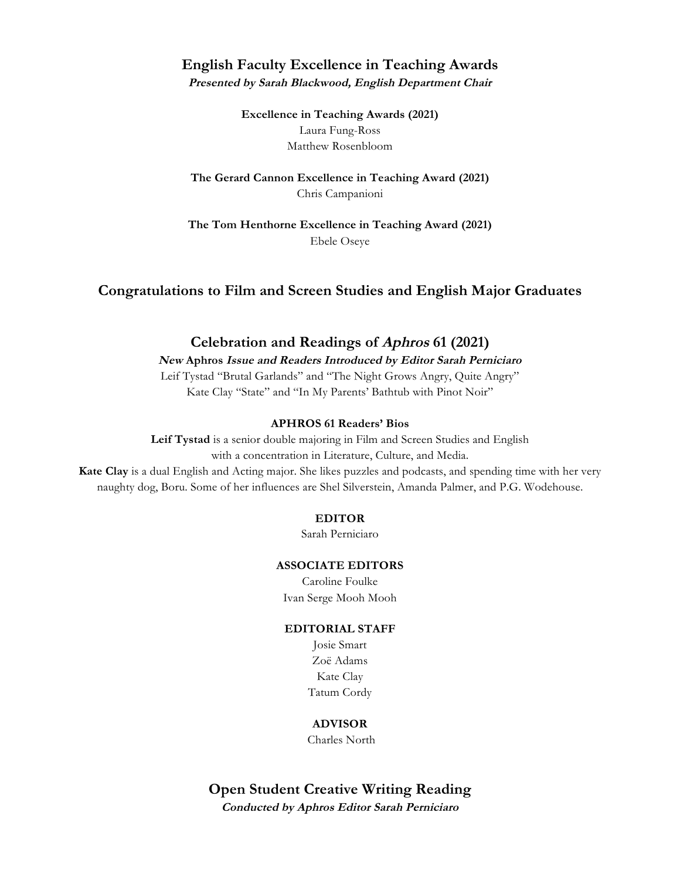## English Faculty Excellence in Teaching Awards

***Presented by Sarah Blackwood, English Department Chair***

**Excellence in Teaching Awards (2021)**

Laura Fung-Ross
Matthew Rosenbloom

**The Gerard Cannon Excellence in Teaching Award (2021)**

Chris Campanioni

**The Tom Henthorne Excellence in Teaching Award (2021)**

Ebele Oseye

## Congratulations to Film and Screen Studies and English Major Graduates

## Celebration and Readings of *Aphros* 61 (2021)

***New* Aphros *Issue and Readers Introduced by Editor Sarah Perniciaro***

Leif Tystad "Brutal Garlands" and "The Night Grows Angry, Quite Angry"
Kate Clay "State" and "In My Parents' Bathtub with Pinot Noir"

**APHROS 61 Readers' Bios**

**Leif Tystad** is a senior double majoring in Film and Screen Studies and English with a concentration in Literature, Culture, and Media.

**Kate Clay** is a dual English and Acting major. She likes puzzles and podcasts, and spending time with her very naughty dog, Boru. Some of her influences are Shel Silverstein, Amanda Palmer, and P.G. Wodehouse.

**EDITOR**

Sarah Perniciaro

**ASSOCIATE EDITORS**

Caroline Foulke
Ivan Serge Mooh Mooh

**EDITORIAL STAFF**

Josie Smart
Zoë Adams
Kate Clay
Tatum Cordy

**ADVISOR**

Charles North

## Open Student Creative Writing Reading

***Conducted by Aphros Editor Sarah Perniciaro***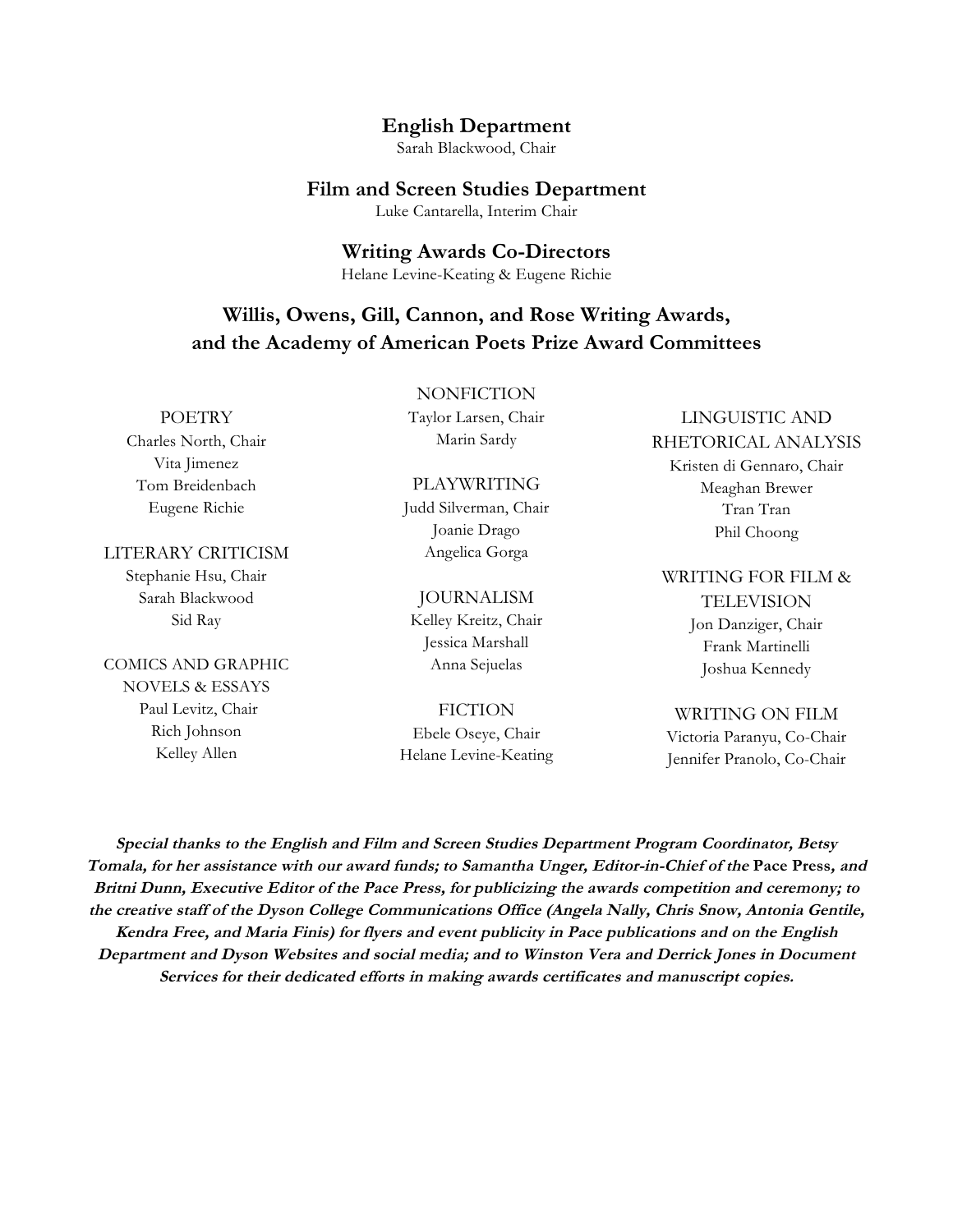**English Department**
Sarah Blackwood, Chair

**Film and Screen Studies Department**
Luke Cantarella, Interim Chair

**Writing Awards Co-Directors**
Helane Levine-Keating & Eugene Richie

## Willis, Owens, Gill, Cannon, and Rose Writing Awards, and the Academy of American Poets Prize Award Committees

POETRY
Charles North, Chair
Vita Jimenez
Tom Breidenbach
Eugene Richie

LITERARY CRITICISM
Stephanie Hsu, Chair
Sarah Blackwood
Sid Ray

COMICS AND GRAPHIC NOVELS & ESSAYS
Paul Levitz, Chair
Rich Johnson
Kelley Allen

NONFICTION
Taylor Larsen, Chair
Marin Sardy

PLAYWRITING
Judd Silverman, Chair
Joanie Drago
Angelica Gorga

JOURNALISM
Kelley Kreitz, Chair
Jessica Marshall
Anna Sejuelas

FICTION
Ebele Oseye, Chair
Helane Levine-Keating

LINGUISTIC AND RHETORICAL ANALYSIS
Kristen di Gennaro, Chair
Meaghan Brewer
Tran Tran
Phil Choong

WRITING FOR FILM & TELEVISION
Jon Danziger, Chair
Frank Martinelli
Joshua Kennedy

WRITING ON FILM
Victoria Paranyu, Co-Chair
Jennifer Pranolo, Co-Chair

***Special thanks to the English and Film and Screen Studies Department Program Coordinator, Betsy Tomala, for her assistance with our award funds; to Samantha Unger, Editor-in-Chief of the* Pace Press*, and Britni Dunn, Executive Editor of the Pace Press, for publicizing the awards competition and ceremony; to the creative staff of the Dyson College Communications Office (Angela Nally, Chris Snow, Antonia Gentile, Kendra Free, and Maria Finis) for flyers and event publicity in Pace publications and on the English Department and Dyson Websites and social media; and to Winston Vera and Derrick Jones in Document Services for their dedicated efforts in making awards certificates and manuscript copies.***